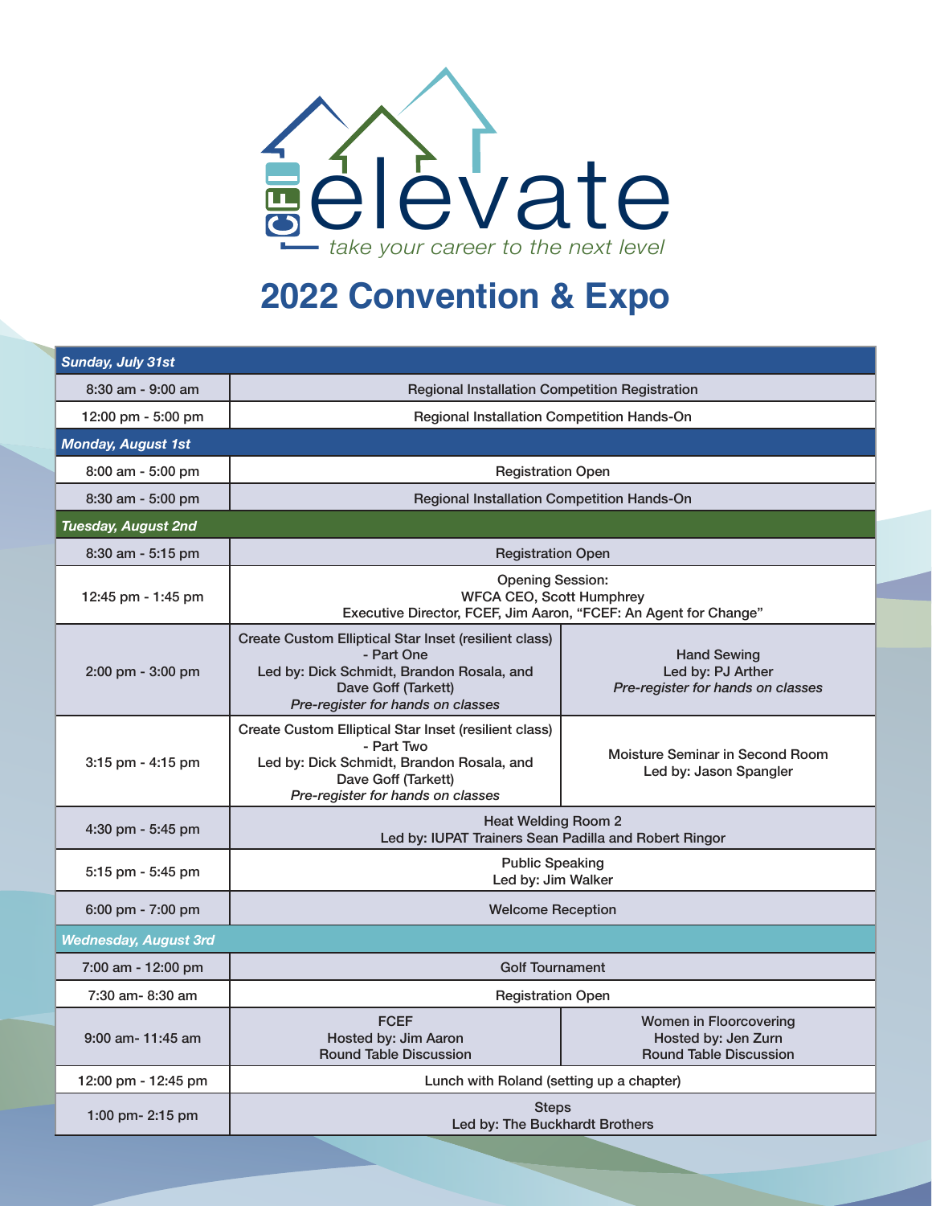elevate

take your career to the next level

# 2022 Convention & Expo

| ***Sunday, July 31st*** | | |
|---|---|---|
| 8:30 am - 9:00 am | Regional Installation Competition Registration | |
| 12:00 pm - 5:00 pm | Regional Installation Competition Hands-On | |
| ***Monday, August 1st*** | | |
| 8:00 am - 5:00 pm | Registration Open | |
| 8:30 am - 5:00 pm | Regional Installation Competition Hands-On | |
| ***Tuesday, August 2nd*** | | |
| 8:30 am - 5:15 pm | Registration Open | |
| 12:45 pm - 1:45 pm | Opening Session:<br>WFCA CEO, Scott Humphrey<br>Executive Director, FCEF, Jim Aaron, "FCEF: An Agent for Change" | |
| 2:00 pm - 3:00 pm | Create Custom Elliptical Star Inset (resilient class) - Part One<br>Led by: Dick Schmidt, Brandon Rosala, and Dave Goff (Tarkett)<br>*Pre-register for hands on classes* | Hand Sewing<br>Led by: PJ Arther<br>*Pre-register for hands on classes* |
| 3:15 pm - 4:15 pm | Create Custom Elliptical Star Inset (resilient class) - Part Two<br>Led by: Dick Schmidt, Brandon Rosala, and Dave Goff (Tarkett)<br>*Pre-register for hands on classes* | Moisture Seminar in Second Room<br>Led by: Jason Spangler |
| 4:30 pm - 5:45 pm | Heat Welding Room 2<br>Led by: IUPAT Trainers Sean Padilla and Robert Ringor | |
| 5:15 pm - 5:45 pm | Public Speaking<br>Led by: Jim Walker | |
| 6:00 pm - 7:00 pm | Welcome Reception | |
| ***Wednesday, August 3rd*** | | |
| 7:00 am - 12:00 pm | Golf Tournament | |
| 7:30 am- 8:30 am | Registration Open | |
| 9:00 am- 11:45 am | FCEF<br>Hosted by: Jim Aaron<br>Round Table Discussion | Women in Floorcovering<br>Hosted by: Jen Zurn<br>Round Table Discussion |
| 12:00 pm - 12:45 pm | Lunch with Roland (setting up a chapter) | |
| 1:00 pm- 2:15 pm | Steps<br>Led by: The Buckhardt Brothers | |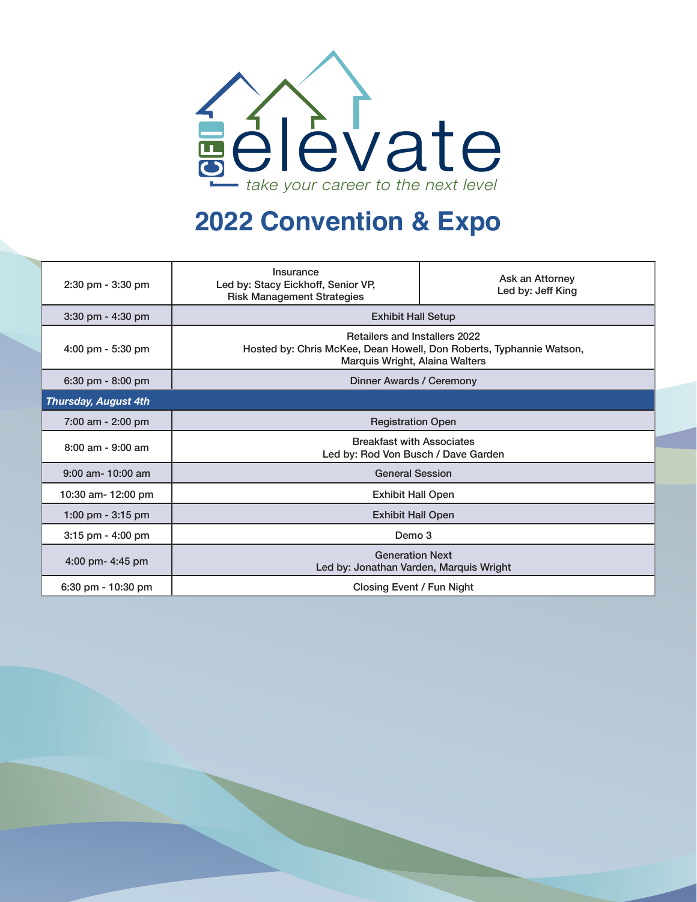elevate

*take your career to the next level*

# 2022 Convention & Expo

| | | |
|---|---|---|
| 2:30 pm - 3:30 pm | Insurance<br>Led by: Stacy Eickhoff, Senior VP, Risk Management Strategies | Ask an Attorney<br>Led by: Jeff King |
| 3:30 pm - 4:30 pm | Exhibit Hall Setup | |
| 4:00 pm - 5:30 pm | Retailers and Installers 2022<br>Hosted by: Chris McKee, Dean Howell, Don Roberts, Typhannie Watson, Marquis Wright, Alaina Walters | |
| 6:30 pm - 8:00 pm | Dinner Awards / Ceremony | |
| ***Thursday, August 4th*** | | |
| 7:00 am - 2:00 pm | Registration Open | |
| 8:00 am - 9:00 am | Breakfast with Associates<br>Led by: Rod Von Busch / Dave Garden | |
| 9:00 am- 10:00 am | General Session | |
| 10:30 am- 12:00 pm | Exhibit Hall Open | |
| 1:00 pm - 3:15 pm | Exhibit Hall Open | |
| 3:15 pm - 4:00 pm | Demo 3 | |
| 4:00 pm- 4:45 pm | Generation Next<br>Led by: Jonathan Varden, Marquis Wright | |
| 6:30 pm - 10:30 pm | Closing Event / Fun Night | |